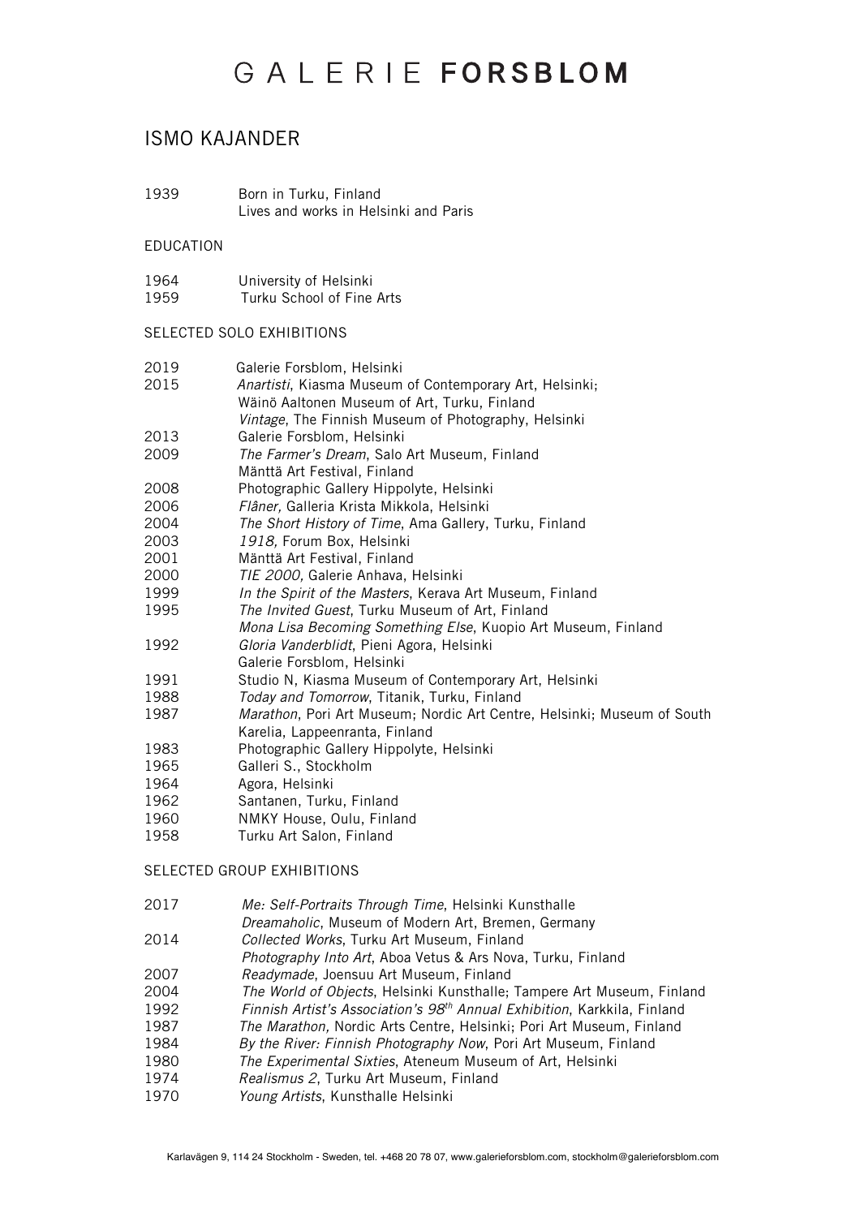# GALERIE **FORSBLOM**

## ISMO KAJANDER

1939 Born in Turku, Finland
Lives and works in Helsinki and Paris

### EDUCATION

1964 University of Helsinki
1959 Turku School of Fine Arts

### SELECTED SOLO EXHIBITIONS

2019 Galerie Forsblom, Helsinki
2015 *Anartisti*, Kiasma Museum of Contemporary Art, Helsinki;
Wäinö Aaltonen Museum of Art, Turku, Finland
*Vintage*, The Finnish Museum of Photography, Helsinki
2013 Galerie Forsblom, Helsinki
2009 *The Farmer's Dream*, Salo Art Museum, Finland
Mänttä Art Festival, Finland
2008 Photographic Gallery Hippolyte, Helsinki
2006 *Flâner,* Galleria Krista Mikkola, Helsinki
2004 *The Short History of Time*, Ama Gallery, Turku, Finland
2003 *1918,* Forum Box, Helsinki
2001 Mänttä Art Festival, Finland
2000 *TIE 2000,* Galerie Anhava, Helsinki
1999 *In the Spirit of the Masters*, Kerava Art Museum, Finland
1995 *The Invited Guest*, Turku Museum of Art, Finland
*Mona Lisa Becoming Something Else*, Kuopio Art Museum, Finland
1992 *Gloria Vanderblidt*, Pieni Agora, Helsinki
Galerie Forsblom, Helsinki
1991 Studio N, Kiasma Museum of Contemporary Art, Helsinki
1988 *Today and Tomorrow*, Titanik, Turku, Finland
1987 *Marathon*, Pori Art Museum; Nordic Art Centre, Helsinki; Museum of South Karelia, Lappeenranta, Finland
1983 Photographic Gallery Hippolyte, Helsinki
1965 Galleri S., Stockholm
1964 Agora, Helsinki
1962 Santanen, Turku, Finland
1960 NMKY House, Oulu, Finland
1958 Turku Art Salon, Finland

### SELECTED GROUP EXHIBITIONS

2017 *Me: Self-Portraits Through Time*, Helsinki Kunsthalle
*Dreamaholic*, Museum of Modern Art, Bremen, Germany
2014 *Collected Works*, Turku Art Museum, Finland
*Photography Into Art*, Aboa Vetus & Ars Nova, Turku, Finland
2007 *Readymade*, Joensuu Art Museum, Finland
2004 *The World of Objects*, Helsinki Kunsthalle; Tampere Art Museum, Finland
1992 *Finnish Artist's Association's 98th Annual Exhibition*, Karkkila, Finland
1987 *The Marathon,* Nordic Arts Centre, Helsinki; Pori Art Museum, Finland
1984 *By the River: Finnish Photography Now*, Pori Art Museum, Finland
1980 *The Experimental Sixties*, Ateneum Museum of Art, Helsinki
1974 *Realismus 2*, Turku Art Museum, Finland
1970 *Young Artists*, Kunsthalle Helsinki

Karlavägen 9, 114 24 Stockholm - Sweden, tel. +468 20 78 07, www.galerieforsblom.com, stockholm@galerieforsblom.com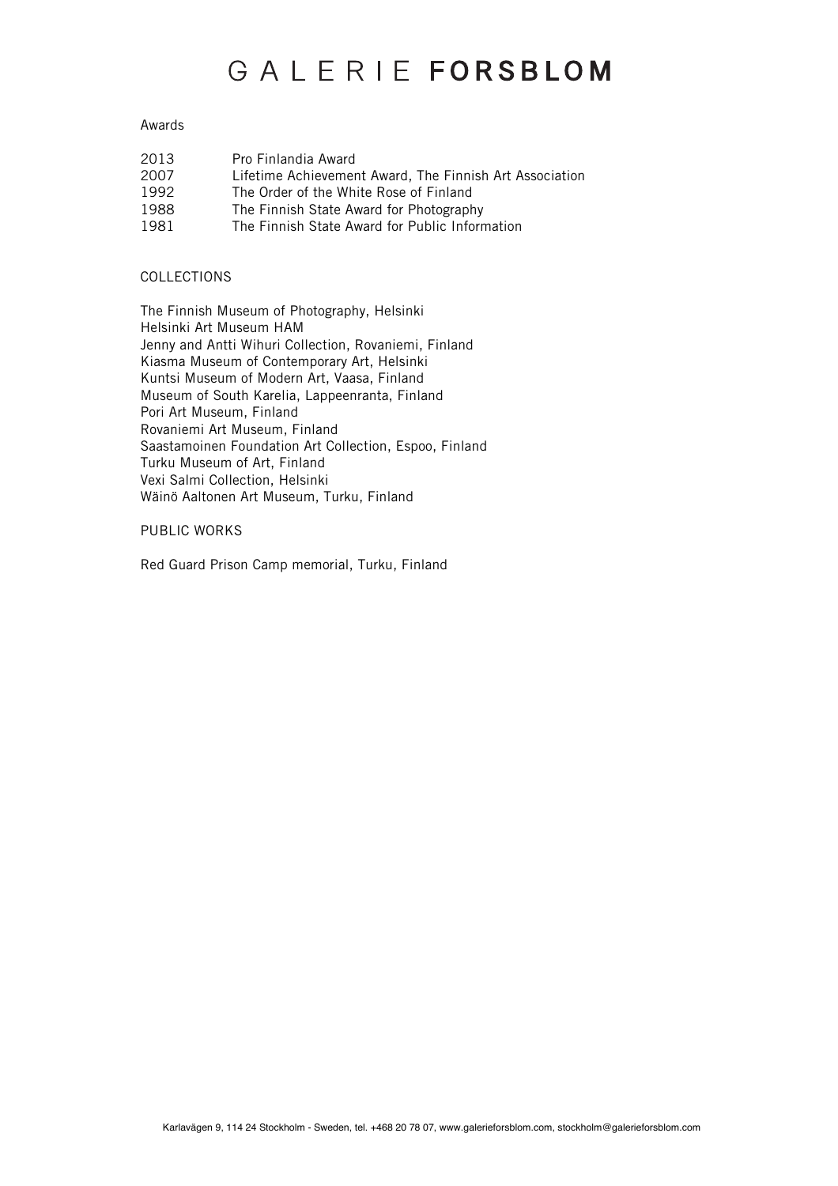## Awards

| | |
|---|---|
| 2013 | Pro Finlandia Award |
| 2007 | Lifetime Achievement Award, The Finnish Art Association |
| 1992 | The Order of the White Rose of Finland |
| 1988 | The Finnish State Award for Photography |
| 1981 | The Finnish State Award for Public Information |

## COLLECTIONS

The Finnish Museum of Photography, Helsinki
Helsinki Art Museum HAM
Jenny and Antti Wihuri Collection, Rovaniemi, Finland
Kiasma Museum of Contemporary Art, Helsinki
Kuntsi Museum of Modern Art, Vaasa, Finland
Museum of South Karelia, Lappeenranta, Finland
Pori Art Museum, Finland
Rovaniemi Art Museum, Finland
Saastamoinen Foundation Art Collection, Espoo, Finland
Turku Museum of Art, Finland
Vexi Salmi Collection, Helsinki
Wäinö Aaltonen Art Museum, Turku, Finland

## PUBLIC WORKS

Red Guard Prison Camp memorial, Turku, Finland